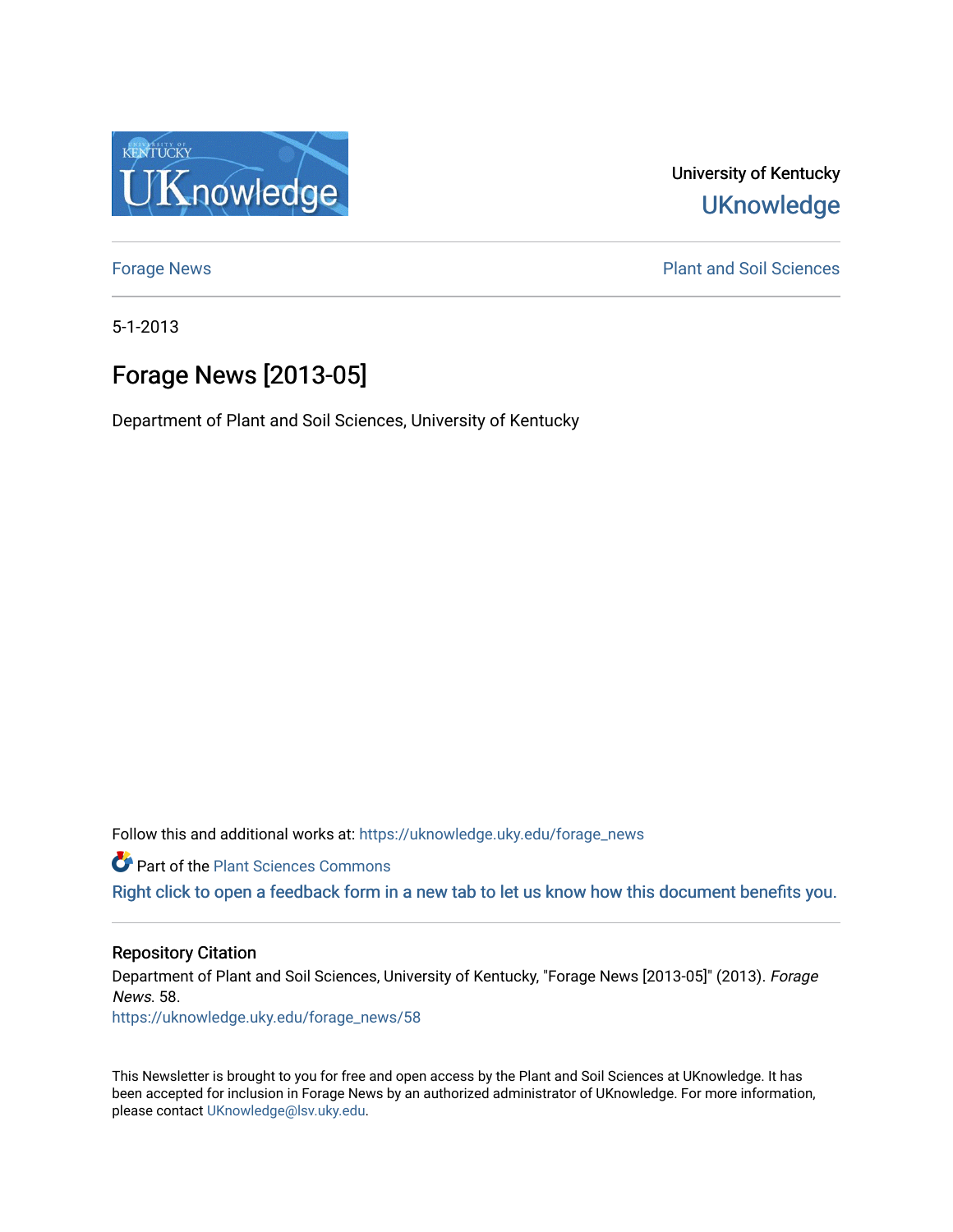University of Kentucky

UKnowledge

Forage News

Plant and Soil Sciences

5-1-2013

# Forage News [2013-05]

Department of Plant and Soil Sciences, University of Kentucky

Follow this and additional works at: https://uknowledge.uky.edu/forage_news

Part of the Plant Sciences Commons

Right click to open a feedback form in a new tab to let us know how this document benefits you.

## Repository Citation

Department of Plant and Soil Sciences, University of Kentucky, "Forage News [2013-05]" (2013). *Forage News*. 58.
https://uknowledge.uky.edu/forage_news/58

This Newsletter is brought to you for free and open access by the Plant and Soil Sciences at UKnowledge. It has been accepted for inclusion in Forage News by an authorized administrator of UKnowledge. For more information, please contact UKnowledge@lsv.uky.edu.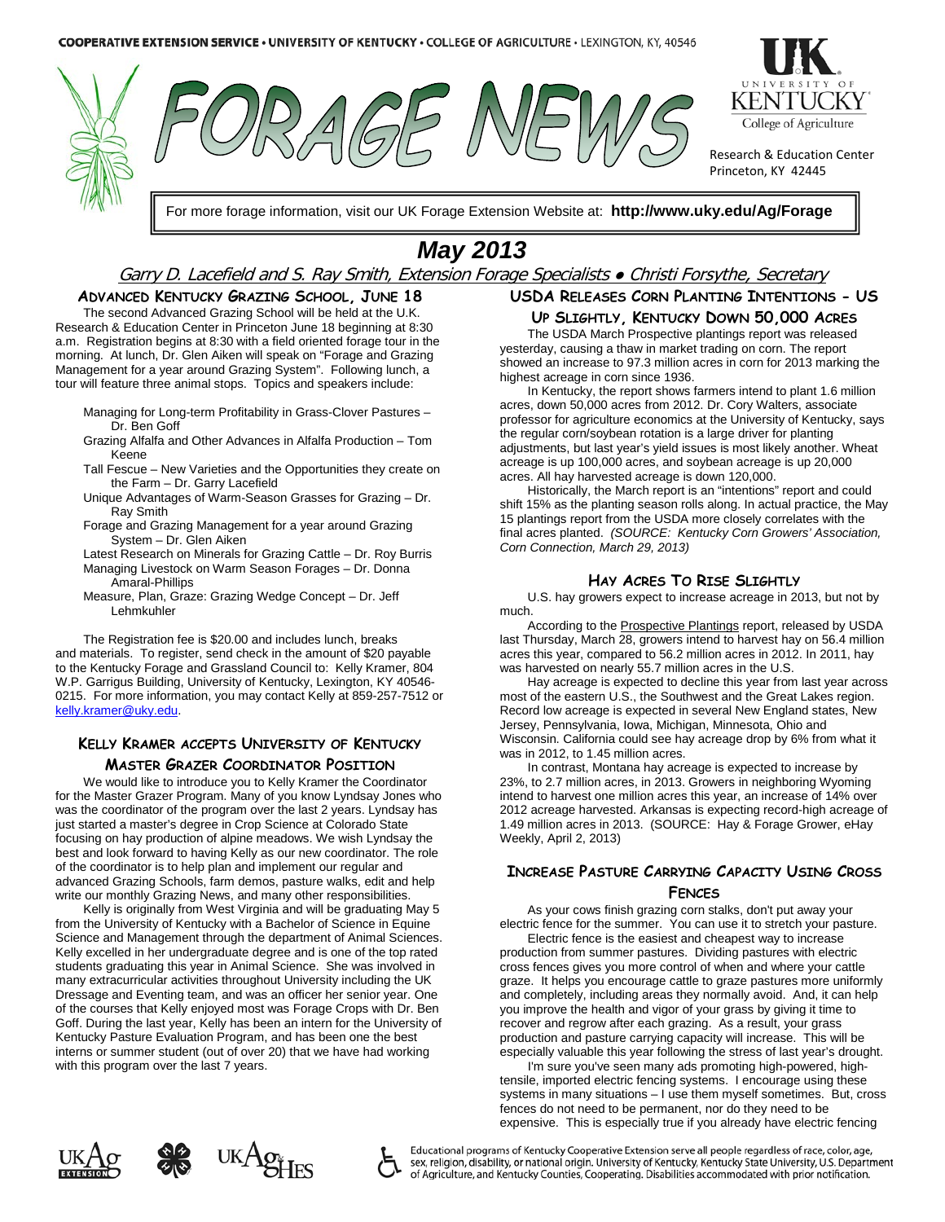COOPERATIVE EXTENSION SERVICE • UNIVERSITY OF KENTUCKY • COLLEGE OF AGRICULTURE • LEXINGTON, KY, 40546

# FORAGE NEWS

Research & Education Center
Princeton, KY 42445

For more forage information, visit our UK Forage Extension Website at: **http://www.uky.edu/Ag/Forage**

## May 2013

*Garry D. Lacefield and S. Ray Smith, Extension Forage Specialists • Christi Forsythe, Secretary*

### Advanced Kentucky Grazing School, June 18

The second Advanced Grazing School will be held at the U.K. Research & Education Center in Princeton June 18 beginning at 8:30 a.m. Registration begins at 8:30 with a field oriented forage tour in the morning. At lunch, Dr. Glen Aiken will speak on "Forage and Grazing Management for a year around Grazing System". Following lunch, a tour will feature three animal stops. Topics and speakers include:

- Managing for Long-term Profitability in Grass-Clover Pastures – Dr. Ben Goff
- Grazing Alfalfa and Other Advances in Alfalfa Production – Tom Keene
- Tall Fescue – New Varieties and the Opportunities they create on the Farm – Dr. Garry Lacefield
- Unique Advantages of Warm-Season Grasses for Grazing – Dr. Ray Smith
- Forage and Grazing Management for a year around Grazing System – Dr. Glen Aiken
- Latest Research on Minerals for Grazing Cattle – Dr. Roy Burris
- Managing Livestock on Warm Season Forages – Dr. Donna Amaral-Phillips
- Measure, Plan, Graze: Grazing Wedge Concept – Dr. Jeff Lehmkuhler

The Registration fee is $20.00 and includes lunch, breaks and materials. To register, send check in the amount of $20 payable to the Kentucky Forage and Grassland Council to: Kelly Kramer, 804 W.P. Garrigus Building, University of Kentucky, Lexington, KY 40546-0215. For more information, you may contact Kelly at 859-257-7512 or kelly.kramer@uky.edu.

### Kelly Kramer accepts University of Kentucky Master Grazer Coordinator Position

We would like to introduce you to Kelly Kramer the Coordinator for the Master Grazer Program. Many of you know Lyndsay Jones who was the coordinator of the program over the last 2 years. Lyndsay has just started a master's degree in Crop Science at Colorado State focusing on hay production of alpine meadows. We wish Lyndsay the best and look forward to having Kelly as our new coordinator. The role of the coordinator is to help plan and implement our regular and advanced Grazing Schools, farm demos, pasture walks, edit and help write our monthly Grazing News, and many other responsibilities.

Kelly is originally from West Virginia and will be graduating May 5 from the University of Kentucky with a Bachelor of Science in Equine Science and Management through the department of Animal Sciences. Kelly excelled in her undergraduate degree and is one of the top rated students graduating this year in Animal Science. She was involved in many extracurricular activities throughout University including the UK Dressage and Eventing team, and was an officer her senior year. One of the courses that Kelly enjoyed most was Forage Crops with Dr. Ben Goff. During the last year, Kelly has been an intern for the University of Kentucky Pasture Evaluation Program, and has been one the best interns or summer student (out of over 20) that we have had working with this program over the last 7 years.

### USDA Releases Corn Planting Intentions - US Up Slightly, Kentucky Down 50,000 Acres

The USDA March Prospective plantings report was released yesterday, causing a thaw in market trading on corn. The report showed an increase to 97.3 million acres in corn for 2013 marking the highest acreage in corn since 1936.

In Kentucky, the report shows farmers intend to plant 1.6 million acres, down 50,000 acres from 2012. Dr. Cory Walters, associate professor for agriculture economics at the University of Kentucky, says the regular corn/soybean rotation is a large driver for planting adjustments, but last year's yield issues is most likely another. Wheat acreage is up 100,000 acres, and soybean acreage is up 20,000 acres. All hay harvested acreage is down 120,000.

Historically, the March report is an "intentions" report and could shift 15% as the planting season rolls along. In actual practice, the May 15 plantings report from the USDA more closely correlates with the final acres planted. *(SOURCE: Kentucky Corn Growers' Association, Corn Connection, March 29, 2013)*

### Hay Acres To Rise Slightly

U.S. hay growers expect to increase acreage in 2013, but not by much.

According to the Prospective Plantings report, released by USDA last Thursday, March 28, growers intend to harvest hay on 56.4 million acres this year, compared to 56.2 million acres in 2012. In 2011, hay was harvested on nearly 55.7 million acres in the U.S.

Hay acreage is expected to decline this year from last year across most of the eastern U.S., the Southwest and the Great Lakes region. Record low acreage is expected in several New England states, New Jersey, Pennsylvania, Iowa, Michigan, Minnesota, Ohio and Wisconsin. California could see hay acreage drop by 6% from what it was in 2012, to 1.45 million acres.

In contrast, Montana hay acreage is expected to increase by 23%, to 2.7 million acres, in 2013. Growers in neighboring Wyoming intend to harvest one million acres this year, an increase of 14% over 2012 acreage harvested. Arkansas is expecting record-high acreage of 1.49 million acres in 2013. (SOURCE: Hay & Forage Grower, eHay Weekly, April 2, 2013)

### Increase Pasture Carrying Capacity Using Cross Fences

As your cows finish grazing corn stalks, don't put away your electric fence for the summer. You can use it to stretch your pasture.

Electric fence is the easiest and cheapest way to increase production from summer pastures. Dividing pastures with electric cross fences gives you more control of when and where your cattle graze. It helps you encourage cattle to graze pastures more uniformly and completely, including areas they normally avoid. And, it can help you improve the health and vigor of your grass by giving it time to recover and regrow after each grazing. As a result, your grass production and pasture carrying capacity will increase. This will be especially valuable this year following the stress of last year's drought.

I'm sure you've seen many ads promoting high-powered, high-tensile, imported electric fencing systems. I encourage using these systems in many situations – I use them myself sometimes. But, cross fences do not need to be permanent, nor do they need to be expensive. This is especially true if you already have electric fencing

Educational programs of Kentucky Cooperative Extension serve all people regardless of race, color, age, sex, religion, disability, or national origin. University of Kentucky, Kentucky State University, U.S. Department of Agriculture, and Kentucky Counties, Cooperating. Disabilities accommodated with prior notification.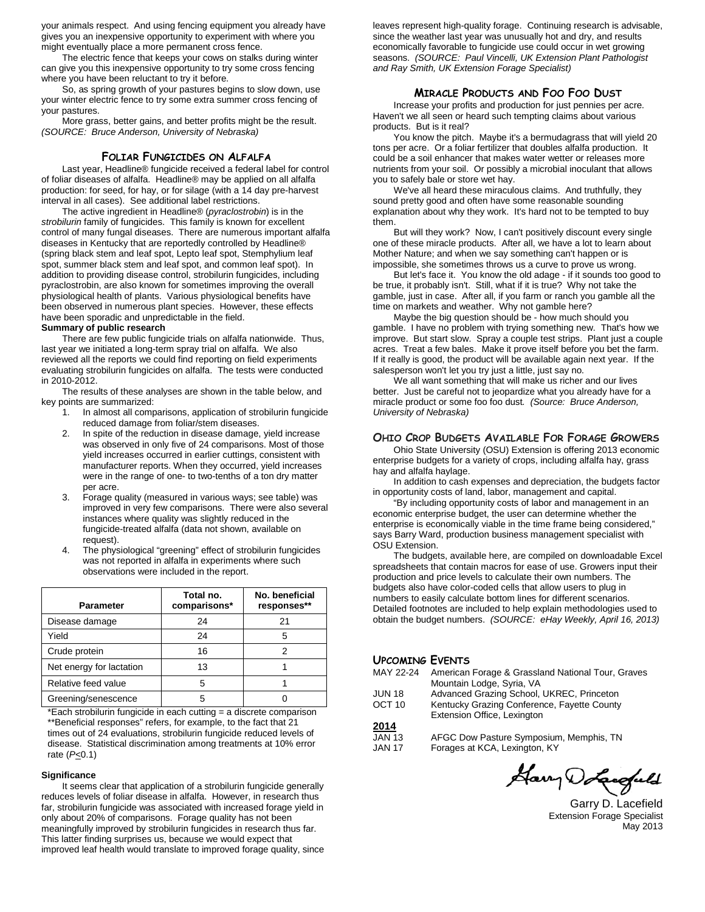your animals respect. And using fencing equipment you already have gives you an inexpensive opportunity to experiment with where you might eventually place a more permanent cross fence.

The electric fence that keeps your cows on stalks during winter can give you this inexpensive opportunity to try some cross fencing where you have been reluctant to try it before.

So, as spring growth of your pastures begins to slow down, use your winter electric fence to try some extra summer cross fencing of your pastures.

More grass, better gains, and better profits might be the result. *(SOURCE: Bruce Anderson, University of Nebraska)*

## Foliar Fungicides on Alfalfa

Last year, Headline® fungicide received a federal label for control of foliar diseases of alfalfa. Headline® may be applied on all alfalfa production: for seed, for hay, or for silage (with a 14 day pre-harvest interval in all cases). See additional label restrictions.

The active ingredient in Headline® (*pyraclostrobin*) is in the *strobilurin* family of fungicides. This family is known for excellent control of many fungal diseases. There are numerous important alfalfa diseases in Kentucky that are reportedly controlled by Headline® (spring black stem and leaf spot, Lepto leaf spot, Stemphylium leaf spot, summer black stem and leaf spot, and common leaf spot). In addition to providing disease control, strobilurin fungicides, including pyraclostrobin, are also known for sometimes improving the overall physiological health of plants. Various physiological benefits have been observed in numerous plant species. However, these effects have been sporadic and unpredictable in the field.

**Summary of public research**

There are few public fungicide trials on alfalfa nationwide. Thus, last year we initiated a long-term spray trial on alfalfa. We also reviewed all the reports we could find reporting on field experiments evaluating strobilurin fungicides on alfalfa. The tests were conducted in 2010-2012.

The results of these analyses are shown in the table below, and key points are summarized:

1. In almost all comparisons, application of strobilurin fungicide reduced damage from foliar/stem diseases.
2. In spite of the reduction in disease damage, yield increase was observed in only five of 24 comparisons. Most of those yield increases occurred in earlier cuttings, consistent with manufacturer reports. When they occurred, yield increases were in the range of one- to two-tenths of a ton dry matter per acre.
3. Forage quality (measured in various ways; see table) was improved in very few comparisons. There were also several instances where quality was slightly reduced in the fungicide-treated alfalfa (data not shown, available on request).
4. The physiological "greening" effect of strobilurin fungicides was not reported in alfalfa in experiments where such observations were included in the report.

| Parameter | Total no. comparisons* | No. beneficial responses** |
|---|---|---|
| Disease damage | 24 | 21 |
| Yield | 24 | 5 |
| Crude protein | 16 | 2 |
| Net energy for lactation | 13 | 1 |
| Relative feed value | 5 | 1 |
| Greening/senescence | 5 | 0 |

*Each strobilurin fungicide in each cutting = a discrete comparison
**Beneficial responses" refers, for example, to the fact that 21 times out of 24 evaluations, strobilurin fungicide reduced levels of disease. Statistical discrimination among treatments at 10% error rate ($P \leq 0.1$)

**Significance**

It seems clear that application of a strobilurin fungicide generally reduces levels of foliar disease in alfalfa. However, in research thus far, strobilurin fungicide was associated with increased forage yield in only about 20% of comparisons. Forage quality has not been meaningfully improved by strobilurin fungicides in research thus far. This latter finding surprises us, because we would expect that improved leaf health would translate to improved forage quality, since leaves represent high-quality forage. Continuing research is advisable, since the weather last year was unusually hot and dry, and results economically favorable to fungicide use could occur in wet growing seasons. *(SOURCE: Paul Vincelli, UK Extension Plant Pathologist and Ray Smith, UK Extension Forage Specialist)*

## Miracle Products and Foo Foo Dust

Increase your profits and production for just pennies per acre. Haven't we all seen or heard such tempting claims about various products. But is it real?

You know the pitch. Maybe it's a bermudagrass that will yield 20 tons per acre. Or a foliar fertilizer that doubles alfalfa production. It could be a soil enhancer that makes water wetter or releases more nutrients from your soil. Or possibly a microbial inoculant that allows you to safely bale or store wet hay.

We've all heard these miraculous claims. And truthfully, they sound pretty good and often have some reasonable sounding explanation about why they work. It's hard not to be tempted to buy them.

But will they work? Now, I can't positively discount every single one of these miracle products. After all, we have a lot to learn about Mother Nature; and when we say something can't happen or is impossible, she sometimes throws us a curve to prove us wrong.

But let's face it. You know the old adage - if it sounds too good to be true, it probably isn't. Still, what if it is true? Why not take the gamble, just in case. After all, if you farm or ranch you gamble all the time on markets and weather. Why not gamble here?

Maybe the big question should be - how much should you gamble. I have no problem with trying something new. That's how we improve. But start slow. Spray a couple test strips. Plant just a couple acres. Treat a few bales. Make it prove itself before you bet the farm. If it really is good, the product will be available again next year. If the salesperson won't let you try just a little, just say no.

We all want something that will make us richer and our lives better. Just be careful not to jeopardize what you already have for a miracle product or some foo foo dust. *(Source: Bruce Anderson, University of Nebraska)*

## Ohio Crop Budgets Available For Forage Growers

Ohio State University (OSU) Extension is offering 2013 economic enterprise budgets for a variety of crops, including alfalfa hay, grass hay and alfalfa haylage.

In addition to cash expenses and depreciation, the budgets factor in opportunity costs of land, labor, management and capital.

"By including opportunity costs of labor and management in an economic enterprise budget, the user can determine whether the enterprise is economically viable in the time frame being considered," says Barry Ward, production business management specialist with OSU Extension.

The budgets, available here, are compiled on downloadable Excel spreadsheets that contain macros for ease of use. Growers input their production and price levels to calculate their own numbers. The budgets also have color-coded cells that allow users to plug in numbers to easily calculate bottom lines for different scenarios. Detailed footnotes are included to help explain methodologies used to obtain the budget numbers. *(SOURCE: eHay Weekly, April 16, 2013)*

## Upcoming Events

MAY 22-24 American Forage & Grassland National Tour, Graves Mountain Lodge, Syria, VA

JUN 18 Advanced Grazing School, UKREC, Princeton

OCT 10 Kentucky Grazing Conference, Fayette County Extension Office, Lexington

**2014**

JAN 13 AFGC Dow Pasture Symposium, Memphis, TN

JAN 17 Forages at KCA, Lexington, KY

Garry D. Lacefield
Extension Forage Specialist
May 2013